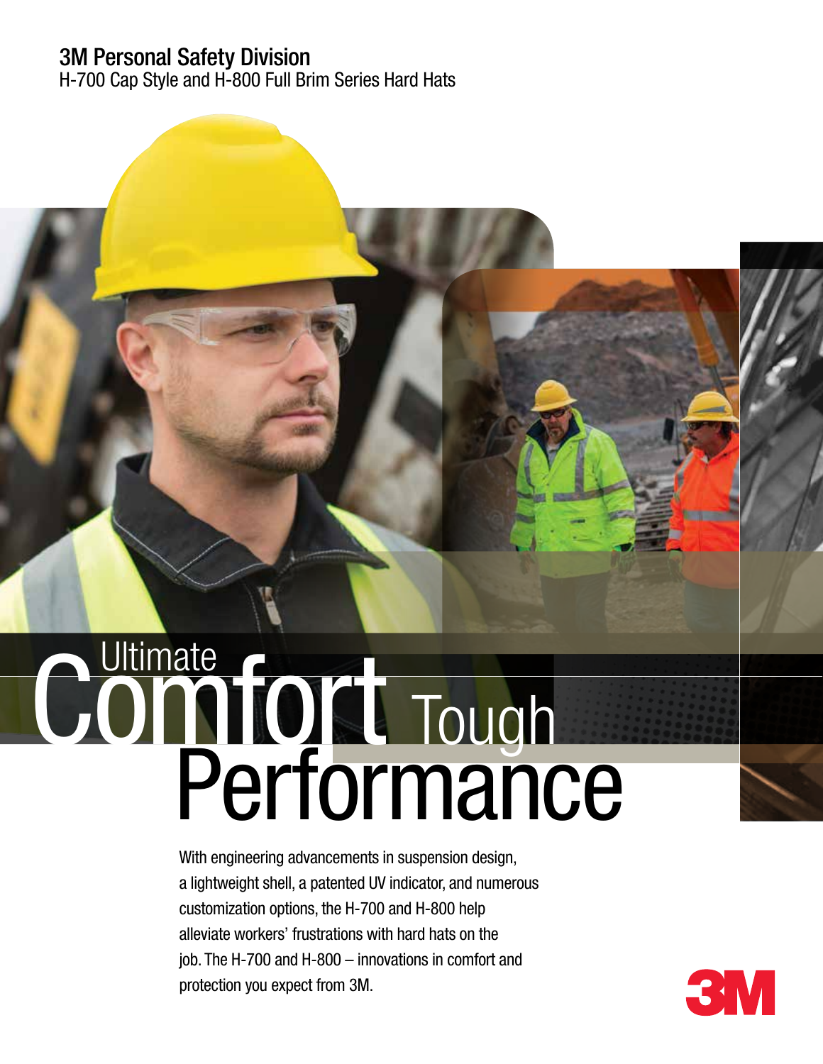# 3M Personal Safety Division

H-700 Cap Style and H-800 Full Brim Series Hard Hats

## Ultimate Comfort Tough Performance

With engineering advancements in suspension design, a lightweight shell, a patented UV indicator, and numerous customization options, the H-700 and H-800 help alleviate workers' frustrations with hard hats on the job. The H-700 and H-800 – innovations in comfort and protection you expect from 3M.

3M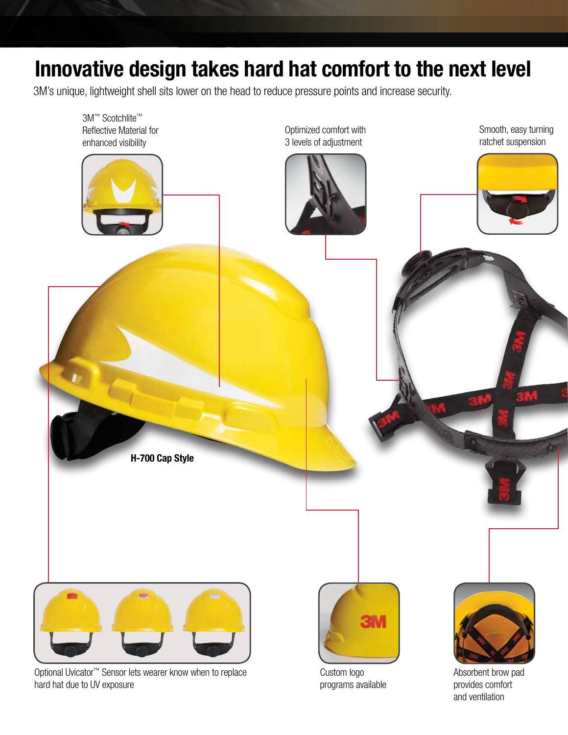# Innovative design takes hard hat comfort to the next level

3M's unique, lightweight shell sits lower on the head to reduce pressure points and increase security.

3M™ Scotchlite™ Reflective Material for enhanced visibility

Optimized comfort with 3 levels of adjustment

Smooth, easy turning ratchet suspension

**H-700 Cap Style**

Optional Uvicator™ Sensor lets wearer know when to replace hard hat due to UV exposure

Custom logo programs available

Absorbent brow pad provides comfort and ventilation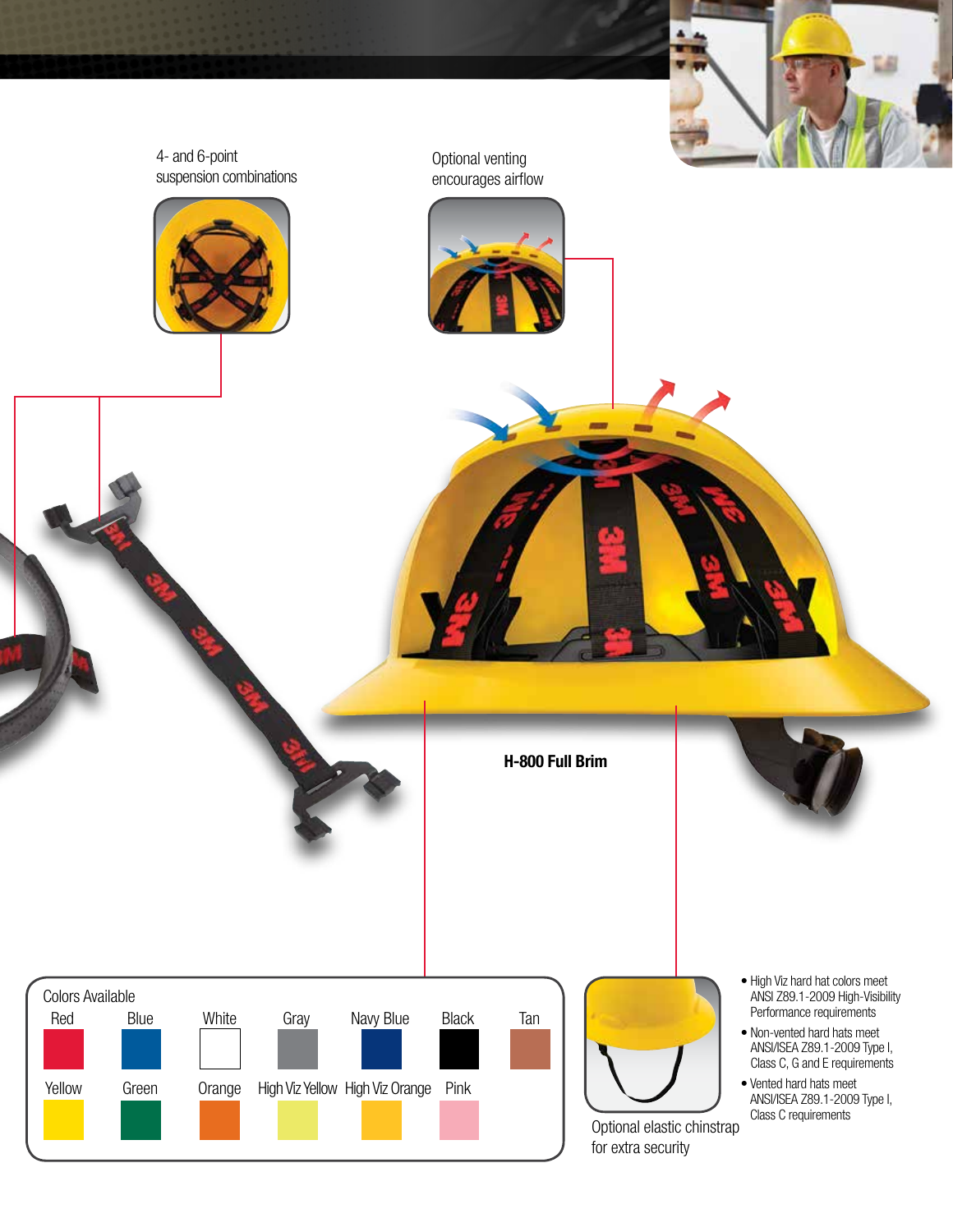4- and 6-point suspension combinations

Optional venting encourages airflow

**H-800 Full Brim**

Colors Available

| Red | Blue | White | Gray | Navy Blue | Black | Tan |
|---|---|---|---|---|---|---|
| Yellow | Green | Orange | High Viz Yellow | High Viz Orange | Pink | |

Optional elastic chinstrap for extra security

- High Viz hard hat colors meet ANSI Z89.1-2009 High-Visibility Performance requirements
- Non-vented hard hats meet ANSI/ISEA Z89.1-2009 Type I, Class C, G and E requirements
- Vented hard hats meet ANSI/ISEA Z89.1-2009 Type I, Class C requirements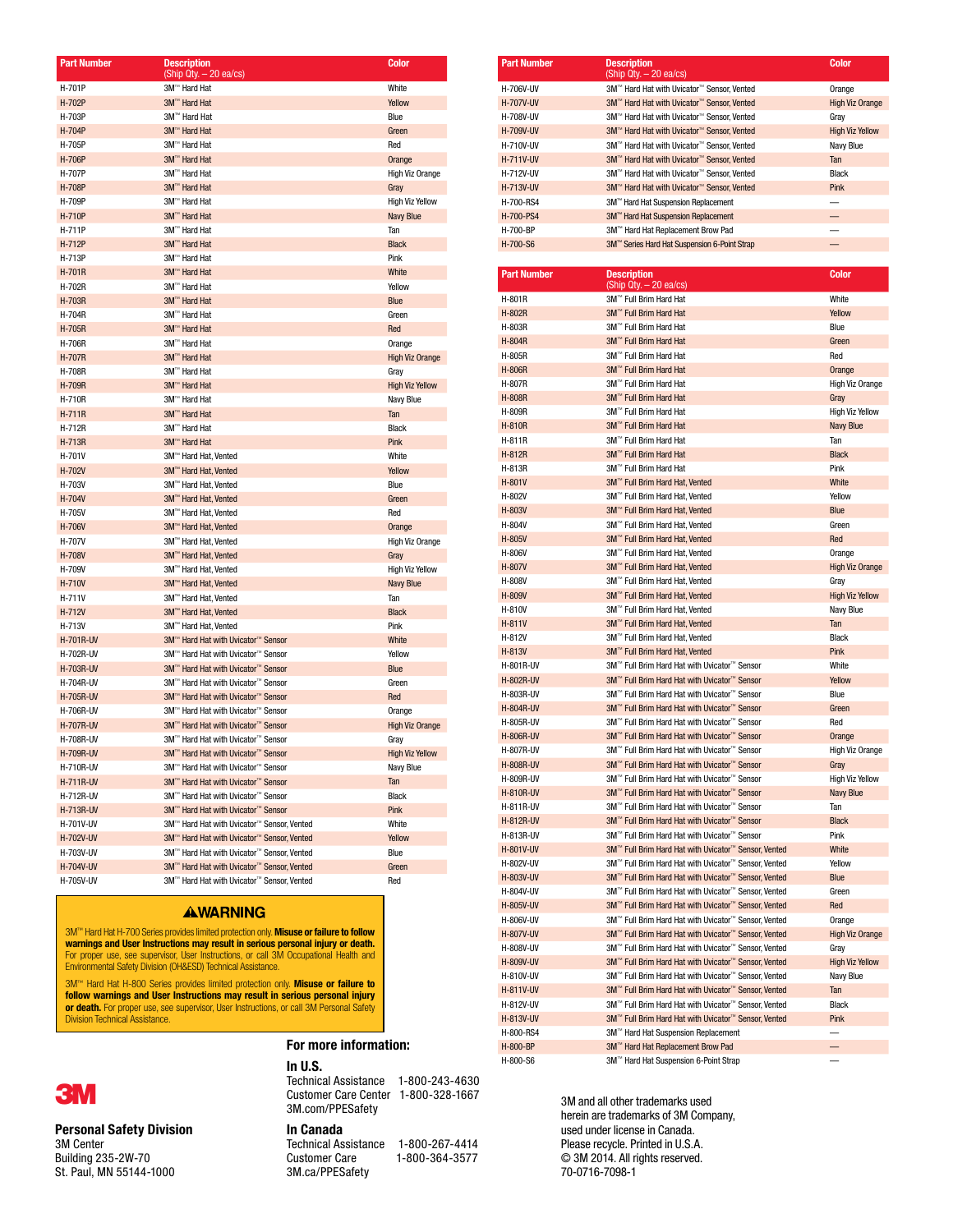| Part Number | Description (Ship Qty. – 20 ea/cs) | Color |
|---|---|---|
| H-701P | 3M™ Hard Hat | White |
| H-702P | 3M™ Hard Hat | Yellow |
| H-703P | 3M™ Hard Hat | Blue |
| H-704P | 3M™ Hard Hat | Green |
| H-705P | 3M™ Hard Hat | Red |
| H-706P | 3M™ Hard Hat | Orange |
| H-707P | 3M™ Hard Hat | High Viz Orange |
| H-708P | 3M™ Hard Hat | Gray |
| H-709P | 3M™ Hard Hat | High Viz Yellow |
| H-710P | 3M™ Hard Hat | Navy Blue |
| H-711P | 3M™ Hard Hat | Tan |
| H-712P | 3M™ Hard Hat | Black |
| H-713P | 3M™ Hard Hat | Pink |
| H-701R | 3M™ Hard Hat | White |
| H-702R | 3M™ Hard Hat | Yellow |
| H-703R | 3M™ Hard Hat | Blue |
| H-704R | 3M™ Hard Hat | Green |
| H-705R | 3M™ Hard Hat | Red |
| H-706R | 3M™ Hard Hat | Orange |
| H-707R | 3M™ Hard Hat | High Viz Orange |
| H-708R | 3M™ Hard Hat | Gray |
| H-709R | 3M™ Hard Hat | High Viz Yellow |
| H-710R | 3M™ Hard Hat | Navy Blue |
| H-711R | 3M™ Hard Hat | Tan |
| H-712R | 3M™ Hard Hat | Black |
| H-713R | 3M™ Hard Hat | Pink |
| H-701V | 3M™ Hard Hat, Vented | White |
| H-702V | 3M™ Hard Hat, Vented | Yellow |
| H-703V | 3M™ Hard Hat, Vented | Blue |
| H-704V | 3M™ Hard Hat, Vented | Green |
| H-705V | 3M™ Hard Hat, Vented | Red |
| H-706V | 3M™ Hard Hat, Vented | Orange |
| H-707V | 3M™ Hard Hat, Vented | High Viz Orange |
| H-708V | 3M™ Hard Hat, Vented | Gray |
| H-709V | 3M™ Hard Hat, Vented | High Viz Yellow |
| H-710V | 3M™ Hard Hat, Vented | Navy Blue |
| H-711V | 3M™ Hard Hat, Vented | Tan |
| H-712V | 3M™ Hard Hat, Vented | Black |
| H-713V | 3M™ Hard Hat, Vented | Pink |
| H-701R-UV | 3M™ Hard Hat with Uvicator™ Sensor | White |
| H-702R-UV | 3M™ Hard Hat with Uvicator™ Sensor | Yellow |
| H-703R-UV | 3M™ Hard Hat with Uvicator™ Sensor | Blue |
| H-704R-UV | 3M™ Hard Hat with Uvicator™ Sensor | Green |
| H-705R-UV | 3M™ Hard Hat with Uvicator™ Sensor | Red |
| H-706R-UV | 3M™ Hard Hat with Uvicator™ Sensor | Orange |
| H-707R-UV | 3M™ Hard Hat with Uvicator™ Sensor | High Viz Orange |
| H-708R-UV | 3M™ Hard Hat with Uvicator™ Sensor | Gray |
| H-709R-UV | 3M™ Hard Hat with Uvicator™ Sensor | High Viz Yellow |
| H-710R-UV | 3M™ Hard Hat with Uvicator™ Sensor | Navy Blue |
| H-711R-UV | 3M™ Hard Hat with Uvicator™ Sensor | Tan |
| H-712R-UV | 3M™ Hard Hat with Uvicator™ Sensor | Black |
| H-713R-UV | 3M™ Hard Hat with Uvicator™ Sensor | Pink |
| H-701V-UV | 3M™ Hard Hat with Uvicator™ Sensor, Vented | White |
| H-702V-UV | 3M™ Hard Hat with Uvicator™ Sensor, Vented | Yellow |
| H-703V-UV | 3M™ Hard Hat with Uvicator™ Sensor, Vented | Blue |
| H-704V-UV | 3M™ Hard Hat with Uvicator™ Sensor, Vented | Green |
| H-705V-UV | 3M™ Hard Hat with Uvicator™ Sensor, Vented | Red |
| H-706V-UV | 3M™ Hard Hat with Uvicator™ Sensor, Vented | Orange |
| H-707V-UV | 3M™ Hard Hat with Uvicator™ Sensor, Vented | High Viz Orange |
| H-708V-UV | 3M™ Hard Hat with Uvicator™ Sensor, Vented | Gray |
| H-709V-UV | 3M™ Hard Hat with Uvicator™ Sensor, Vented | High Viz Yellow |
| H-710V-UV | 3M™ Hard Hat with Uvicator™ Sensor, Vented | Navy Blue |
| H-711V-UV | 3M™ Hard Hat with Uvicator™ Sensor, Vented | Tan |
| H-712V-UV | 3M™ Hard Hat with Uvicator™ Sensor, Vented | Black |
| H-713V-UV | 3M™ Hard Hat with Uvicator™ Sensor, Vented | Pink |
| H-700-RS4 | 3M™ Hard Hat Suspension Replacement | — |
| H-700-PS4 | 3M™ Hard Hat Suspension Replacement | — |
| H-700-BP | 3M™ Hard Hat Replacement Brow Pad | — |
| H-700-S6 | 3M™ Series Hard Hat Suspension 6-Point Strap | — |

## ⚠WARNING

3M™ Hard Hat H-700 Series provides limited protection only. **Misuse or failure to follow warnings and User Instructions may result in serious personal injury or death.** For proper use, see supervisor, User Instructions, or call 3M Occupational Health and Environmental Safety Division (OH&ESD) Technical Assistance.

3M™ Hard Hat H-800 Series provides limited protection only. **Misuse or failure to follow warnings and User Instructions may result in serious personal injury or death.** For proper use, see supervisor, User Instructions, or call 3M Personal Safety Division Technical Assistance.

| Part Number | Description (Ship Qty. – 20 ea/cs) | Color |
|---|---|---|
| H-801R | 3M™ Full Brim Hard Hat | White |
| H-802R | 3M™ Full Brim Hard Hat | Yellow |
| H-803R | 3M™ Full Brim Hard Hat | Blue |
| H-804R | 3M™ Full Brim Hard Hat | Green |
| H-805R | 3M™ Full Brim Hard Hat | Red |
| H-806R | 3M™ Full Brim Hard Hat | Orange |
| H-807R | 3M™ Full Brim Hard Hat | High Viz Orange |
| H-808R | 3M™ Full Brim Hard Hat | Gray |
| H-809R | 3M™ Full Brim Hard Hat | High Viz Yellow |
| H-810R | 3M™ Full Brim Hard Hat | Navy Blue |
| H-811R | 3M™ Full Brim Hard Hat | Tan |
| H-812R | 3M™ Full Brim Hard Hat | Black |
| H-813R | 3M™ Full Brim Hard Hat | Pink |
| H-801V | 3M™ Full Brim Hard Hat, Vented | White |
| H-802V | 3M™ Full Brim Hard Hat, Vented | Yellow |
| H-803V | 3M™ Full Brim Hard Hat, Vented | Blue |
| H-804V | 3M™ Full Brim Hard Hat, Vented | Green |
| H-805V | 3M™ Full Brim Hard Hat, Vented | Red |
| H-806V | 3M™ Full Brim Hard Hat, Vented | Orange |
| H-807V | 3M™ Full Brim Hard Hat, Vented | High Viz Orange |
| H-808V | 3M™ Full Brim Hard Hat, Vented | Gray |
| H-809V | 3M™ Full Brim Hard Hat, Vented | High Viz Yellow |
| H-810V | 3M™ Full Brim Hard Hat, Vented | Navy Blue |
| H-811V | 3M™ Full Brim Hard Hat, Vented | Tan |
| H-812V | 3M™ Full Brim Hard Hat, Vented | Black |
| H-813V | 3M™ Full Brim Hard Hat, Vented | Pink |
| H-801R-UV | 3M™ Full Brim Hard Hat with Uvicator™ Sensor | White |
| H-802R-UV | 3M™ Full Brim Hard Hat with Uvicator™ Sensor | Yellow |
| H-803R-UV | 3M™ Full Brim Hard Hat with Uvicator™ Sensor | Blue |
| H-804R-UV | 3M™ Full Brim Hard Hat with Uvicator™ Sensor | Green |
| H-805R-UV | 3M™ Full Brim Hard Hat with Uvicator™ Sensor | Red |
| H-806R-UV | 3M™ Full Brim Hard Hat with Uvicator™ Sensor | Orange |
| H-807R-UV | 3M™ Full Brim Hard Hat with Uvicator™ Sensor | High Viz Orange |
| H-808R-UV | 3M™ Full Brim Hard Hat with Uvicator™ Sensor | Gray |
| H-809R-UV | 3M™ Full Brim Hard Hat with Uvicator™ Sensor | High Viz Yellow |
| H-810R-UV | 3M™ Full Brim Hard Hat with Uvicator™ Sensor | Navy Blue |
| H-811R-UV | 3M™ Full Brim Hard Hat with Uvicator™ Sensor | Tan |
| H-812R-UV | 3M™ Full Brim Hard Hat with Uvicator™ Sensor | Black |
| H-813R-UV | 3M™ Full Brim Hard Hat with Uvicator™ Sensor | Pink |
| H-801V-UV | 3M™ Full Brim Hard Hat with Uvicator™ Sensor, Vented | White |
| H-802V-UV | 3M™ Full Brim Hard Hat with Uvicator™ Sensor, Vented | Yellow |
| H-803V-UV | 3M™ Full Brim Hard Hat with Uvicator™ Sensor, Vented | Blue |
| H-804V-UV | 3M™ Full Brim Hard Hat with Uvicator™ Sensor, Vented | Green |
| H-805V-UV | 3M™ Full Brim Hard Hat with Uvicator™ Sensor, Vented | Red |
| H-806V-UV | 3M™ Full Brim Hard Hat with Uvicator™ Sensor, Vented | Orange |
| H-807V-UV | 3M™ Full Brim Hard Hat with Uvicator™ Sensor, Vented | High Viz Orange |
| H-808V-UV | 3M™ Full Brim Hard Hat with Uvicator™ Sensor, Vented | Gray |
| H-809V-UV | 3M™ Full Brim Hard Hat with Uvicator™ Sensor, Vented | High Viz Yellow |
| H-810V-UV | 3M™ Full Brim Hard Hat with Uvicator™ Sensor, Vented | Navy Blue |
| H-811V-UV | 3M™ Full Brim Hard Hat with Uvicator™ Sensor, Vented | Tan |
| H-812V-UV | 3M™ Full Brim Hard Hat with Uvicator™ Sensor, Vented | Black |
| H-813V-UV | 3M™ Full Brim Hard Hat with Uvicator™ Sensor, Vented | Pink |
| H-800-RS4 | 3M™ Hard Hat Suspension Replacement | — |
| H-800-BP | 3M™ Hard Hat Replacement Brow Pad | — |
| H-800-S6 | 3M™ Hard Hat Suspension 6-Point Strap | — |

3M

**Personal Safety Division**
3M Center
Building 235-2W-70
St. Paul, MN 55144-1000

### For more information:

**In U.S.**
Technical Assistance 1-800-243-4630
Customer Care Center 1-800-328-1667
3M.com/PPESafety

**In Canada**
Technical Assistance 1-800-267-4414
Customer Care 1-800-364-3577
3M.ca/PPESafety

3M and all other trademarks used herein are trademarks of 3M Company, used under license in Canada.
Please recycle. Printed in U.S.A.
© 3M 2014. All rights reserved.
70-0716-7098-1